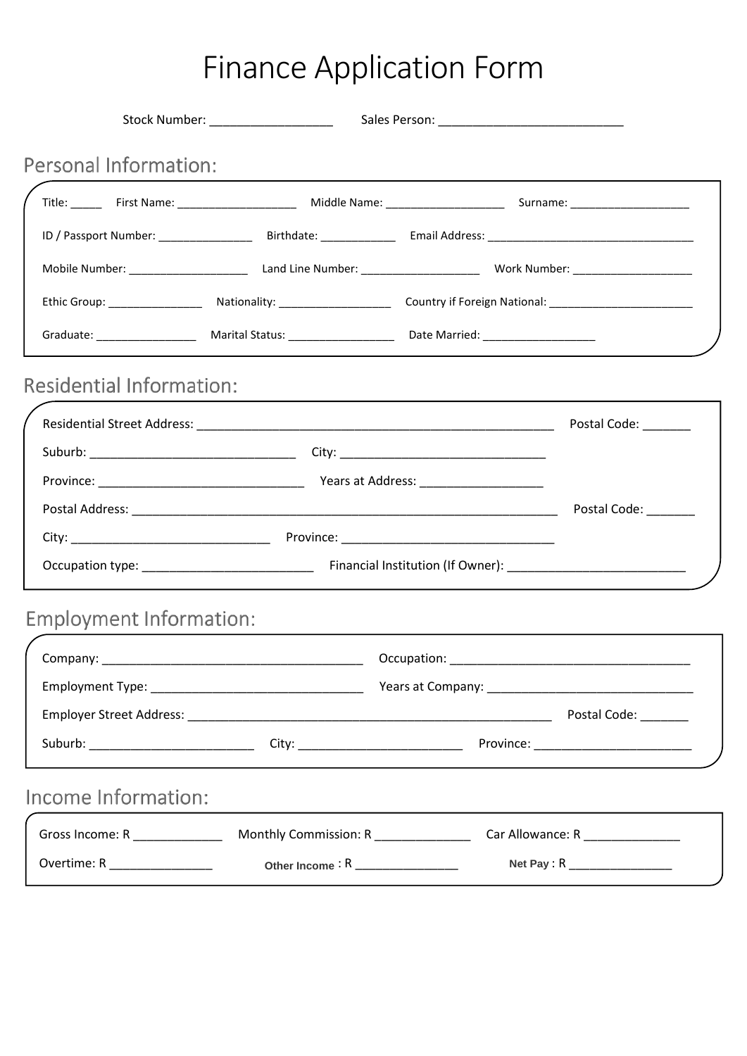# Finance Application Form

Stock Number: __________________ Sales Person: ___________________________

## Personal Information:

Title: _____ First Name: ___________________ Middle Name: ___________________ Surname: ___________________

ID / Passport Number: _______________ Birthdate: ____________ Email Address: _________________________________

Mobile Number: ___________________ Land Line Number: ___________________ Work Number: ___________________

Ethic Group: _______________ Nationality: __________________ Country if Foreign National: _______________________

Graduate: ________________ Marital Status: _________________ Date Married: __________________

## Residential Information:

Residential Street Address: ____________________________________________________ Postal Code: _______

Suburb: ______________________________ City: ______________________________

Province: ______________________________ Years at Address: __________________

Postal Address: ______________________________________________________________ Postal Code: _______

City: ______________________________ Province: ______________________________

Occupation type: _________________________ Financial Institution (If Owner): __________________________

## Employment Information:

Company: ______________________________________ Occupation: ___________________________________

Employment Type: _______________________________ Years at Company: ______________________________

Employer Street Address: _____________________________________________________ Postal Code: _______

Suburb: ________________________ City: ________________________ Province: _______________________

## Income Information:

Gross Income: R _____________ Monthly Commission: R ______________ Car Allowance: R ______________

Overtime: R _______________ Other Income : R ________________ Net Pay : R ________________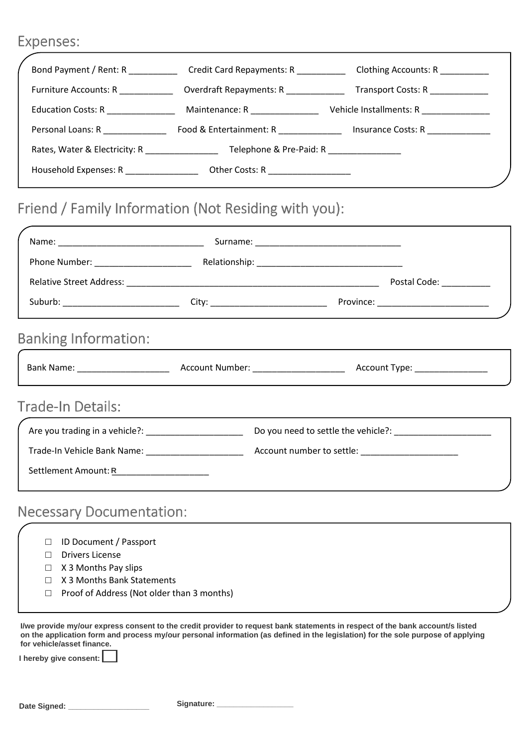## Expenses:

Bond Payment / Rent: R __________ Credit Card Repayments: R __________ Clothing Accounts: R __________

Furniture Accounts: R ___________ Overdraft Repayments: R ____________ Transport Costs: R ____________

Education Costs: R ______________ Maintenance: R ______________ Vehicle Installments: R ______________

Personal Loans: R _____________ Food & Entertainment: R _____________ Insurance Costs: R _____________

Rates, Water & Electricity: R _______________ Telephone & Pre-Paid: R _______________

Household Expenses: R _______________ Other Costs: R _________________

## Friend / Family Information (Not Residing with you):

Name: ______________________________ Surname: ______________________________

Phone Number: ____________________ Relationship: ______________________________

Relative Street Address: ____________________________________________________ Postal Code: __________

Suburb: ________________________ City: ________________________ Province: _______________________

## Banking Information:

Bank Name: ___________________ Account Number: ___________________ Account Type: _______________

## Trade-In Details:

Are you trading in a vehicle?: ____________________ Do you need to settle the vehicle?: ____________________

Trade-In Vehicle Bank Name: ____________________ Account number to settle: ____________________

Settlement Amount: R____________________

## Necessary Documentation:

- ☐ ID Document / Passport
- ☐ Drivers License
- ☐ X 3 Months Pay slips
- ☐ X 3 Months Bank Statements
- ☐ Proof of Address (Not older than 3 months)

**I/we provide my/our express consent to the credit provider to request bank statements in respect of the bank account/s listed on the application form and process my/our personal information (as defined in the legislation) for the sole purpose of applying for vehicle/asset finance.**

**I hereby give consent:** ☐

**Date Signed:** ___________________ **Signature:** __________________